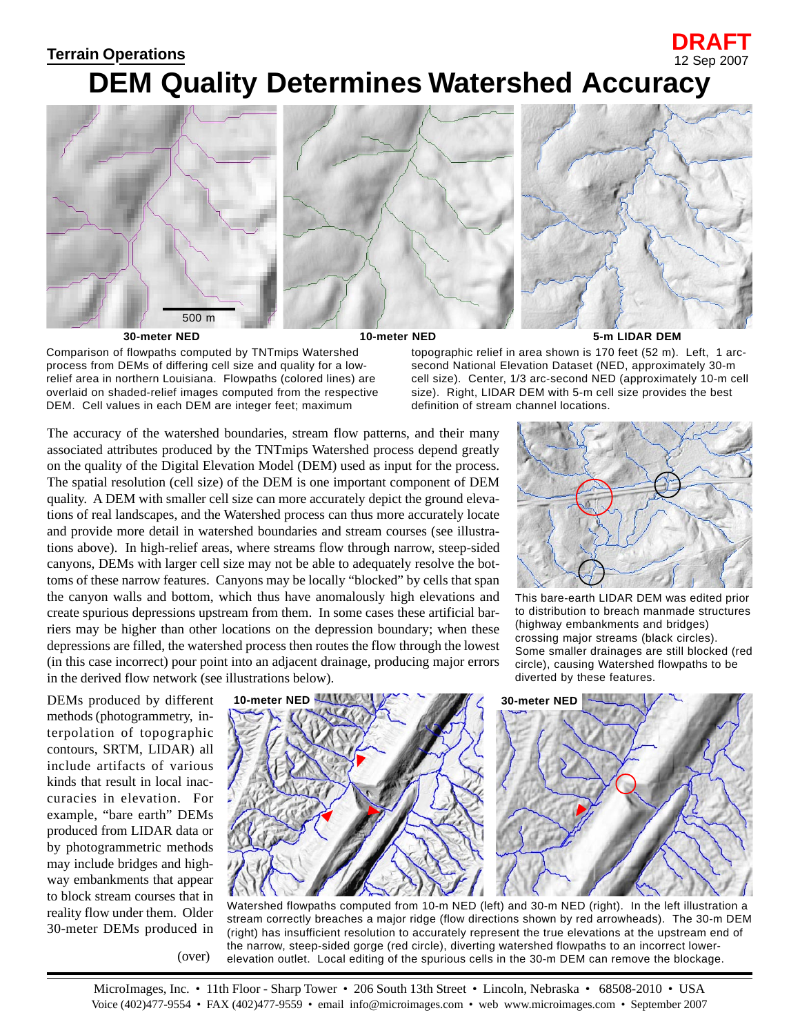**Terrain Operations**

**DRAFT**
12 Sep 2007

# DEM Quality Determines Watershed Accuracy

500 m

**30-meter NED** **10-meter NED** **5-m LIDAR DEM**

Comparison of flowpaths computed by TNTmips Watershed process from DEMs of differing cell size and quality for a low-relief area in northern Louisiana. Flowpaths (colored lines) are overlaid on shaded-relief images computed from the respective DEM. Cell values in each DEM are integer feet; maximum topographic relief in area shown is 170 feet (52 m). Left, 1 arc-second National Elevation Dataset (NED, approximately 30-m cell size). Center, 1/3 arc-second NED (approximately 10-m cell size). Right, LIDAR DEM with 5-m cell size provides the best definition of stream channel locations.

The accuracy of the watershed boundaries, stream flow patterns, and their many associated attributes produced by the TNTmips Watershed process depend greatly on the quality of the Digital Elevation Model (DEM) used as input for the process. The spatial resolution (cell size) of the DEM is one important component of DEM quality. A DEM with smaller cell size can more accurately depict the ground elevations of real landscapes, and the Watershed process can thus more accurately locate and provide more detail in watershed boundaries and stream courses (see illustrations above). In high-relief areas, where streams flow through narrow, steep-sided canyons, DEMs with larger cell size may not be able to adequately resolve the bottoms of these narrow features. Canyons may be locally "blocked" by cells that span the canyon walls and bottom, which thus have anomalously high elevations and create spurious depressions upstream from them. In some cases these artificial barriers may be higher than other locations on the depression boundary; when these depressions are filled, the watershed process then routes the flow through the lowest (in this case incorrect) pour point into an adjacent drainage, producing major errors in the derived flow network (see illustrations below).

This bare-earth LIDAR DEM was edited prior to distribution to breach manmade structures (highway embankments and bridges) crossing major streams (black circles). Some smaller drainages are still blocked (red circle), causing Watershed flowpaths to be diverted by these features.

DEMs produced by different methods (photogrammetry, interpolation of topographic contours, SRTM, LIDAR) all include artifacts of various kinds that result in local inaccuracies in elevation. For example, "bare earth" DEMs produced from LIDAR data or by photogrammetric methods may include bridges and highway embankments that appear to block stream courses that in reality flow under them. Older 30-meter DEMs produced in

(over)

**10-meter NED** **30-meter NED**

Watershed flowpaths computed from 10-m NED (left) and 30-m NED (right). In the left illustration a stream correctly breaches a major ridge (flow directions shown by red arrowheads). The 30-m DEM (right) has insufficient resolution to accurately represent the true elevations at the upstream end of the narrow, steep-sided gorge (red circle), diverting watershed flowpaths to an incorrect lower-elevation outlet. Local editing of the spurious cells in the 30-m DEM can remove the blockage.

MicroImages, Inc. • 11th Floor - Sharp Tower • 206 South 13th Street • Lincoln, Nebraska • 68508-2010 • USA
Voice (402)477-9554 • FAX (402)477-9559 • email info@microimages.com • web www.microimages.com • September 2007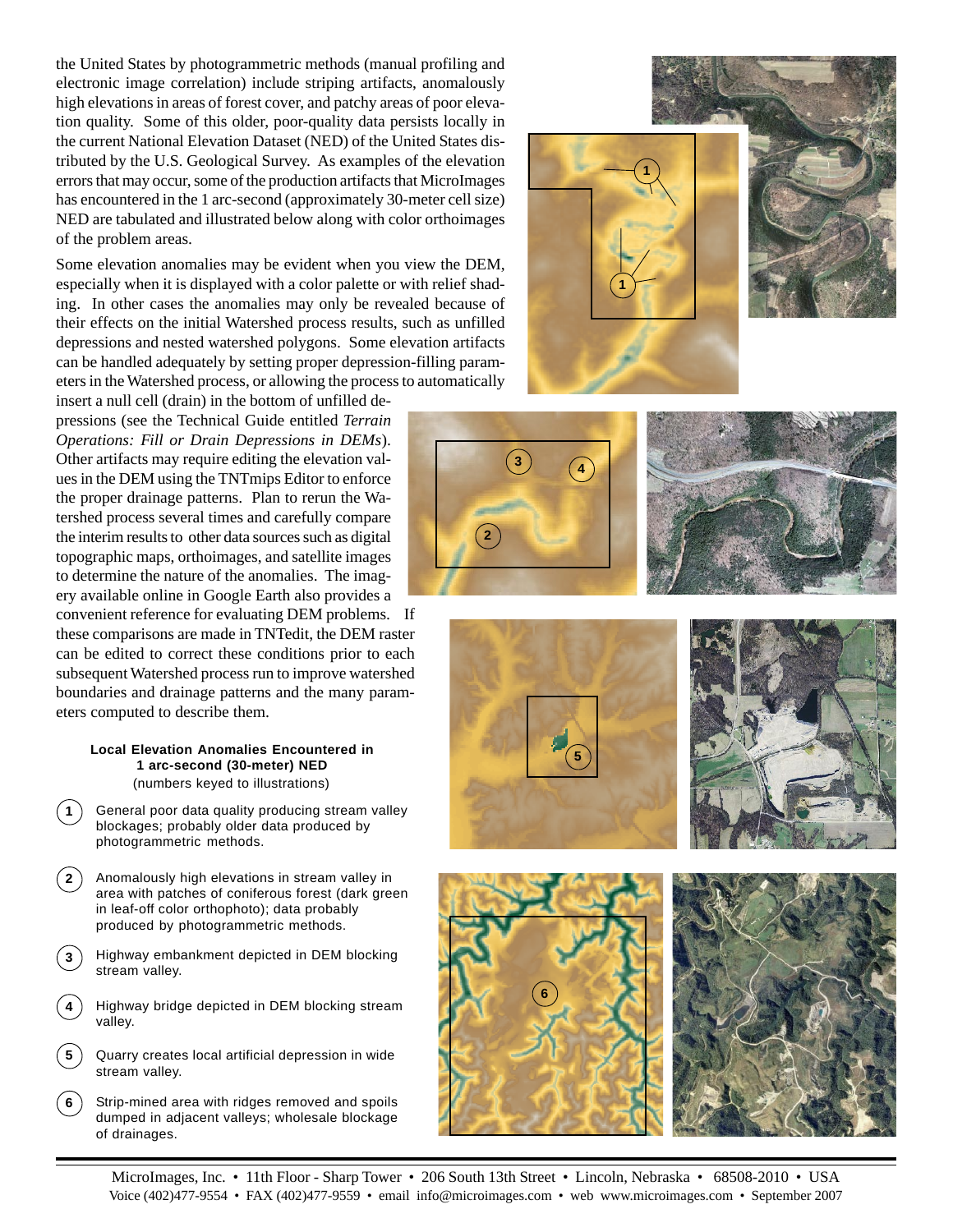the United States by photogrammetric methods (manual profiling and electronic image correlation) include striping artifacts, anomalously high elevations in areas of forest cover, and patchy areas of poor elevation quality. Some of this older, poor-quality data persists locally in the current National Elevation Dataset (NED) of the United States distributed by the U.S. Geological Survey. As examples of the elevation errors that may occur, some of the production artifacts that MicroImages has encountered in the 1 arc-second (approximately 30-meter cell size) NED are tabulated and illustrated below along with color orthoimages of the problem areas.

Some elevation anomalies may be evident when you view the DEM, especially when it is displayed with a color palette or with relief shading. In other cases the anomalies may only be revealed because of their effects on the initial Watershed process results, such as unfilled depressions and nested watershed polygons. Some elevation artifacts can be handled adequately by setting proper depression-filling parameters in the Watershed process, or allowing the process to automatically insert a null cell (drain) in the bottom of unfilled depressions (see the Technical Guide entitled *Terrain Operations: Fill or Drain Depressions in DEMs*). Other artifacts may require editing the elevation values in the DEM using the TNTmips Editor to enforce the proper drainage patterns. Plan to rerun the Watershed process several times and carefully compare the interim results to other data sources such as digital topographic maps, orthoimages, and satellite images to determine the nature of the anomalies. The imagery available online in Google Earth also provides a convenient reference for evaluating DEM problems. If these comparisons are made in TNTedit, the DEM raster can be edited to correct these conditions prior to each subsequent Watershed process run to improve watershed boundaries and drainage patterns and the many parameters computed to describe them.

**Local Elevation Anomalies Encountered in 1 arc-second (30-meter) NED**
(numbers keyed to illustrations)

1. General poor data quality producing stream valley blockages; probably older data produced by photogrammetric methods.
2. Anomalously high elevations in stream valley in area with patches of coniferous forest (dark green in leaf-off color orthophoto); data probably produced by photogrammetric methods.
3. Highway embankment depicted in DEM blocking stream valley.
4. Highway bridge depicted in DEM blocking stream valley.
5. Quarry creates local artificial depression in wide stream valley.
6. Strip-mined area with ridges removed and spoils dumped in adjacent valleys; wholesale blockage of drainages.

MicroImages, Inc. • 11th Floor - Sharp Tower • 206 South 13th Street • Lincoln, Nebraska • 68508-2010 • USA
Voice (402)477-9554 • FAX (402)477-9559 • email info@microimages.com • web www.microimages.com • September 2007